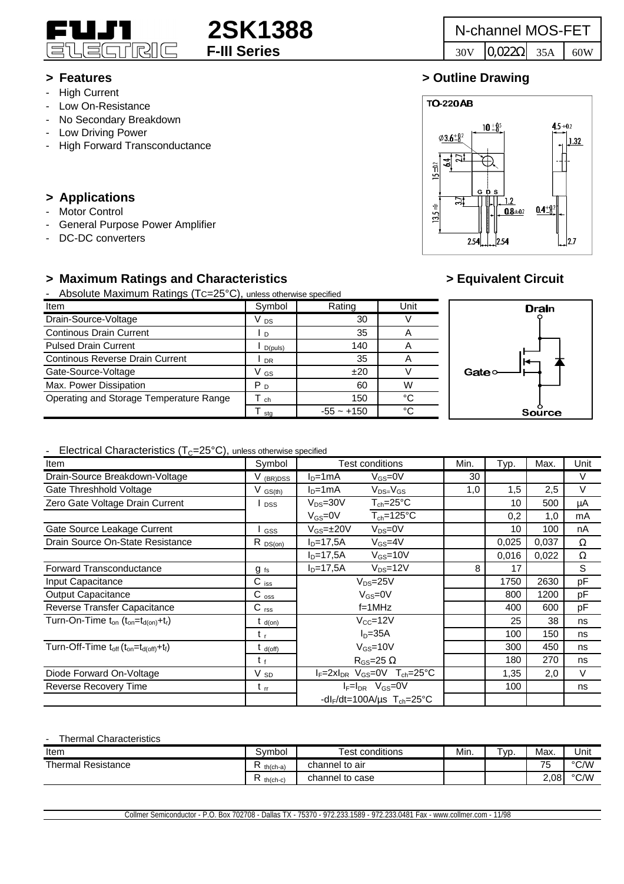# 2SK1388

**F-III Series**

| N-channel MOS-FET | | | |
|---|---|---|---|
| 30V | 0,022Ω | 35A | 60W |

## > Features

- High Current
- Low On-Resistance
- No Secondary Breakdown
- Low Driving Power
- High Forward Transconductance

## > Outline Drawing

TO-220AB

## > Applications

- Motor Control
- General Purpose Power Amplifier
- DC-DC converters

## > Maximum Ratings and Characteristics

- Absolute Maximum Ratings ($T_C$=25°C), unless otherwise specified

| Item | Symbol | Rating | Unit |
|---|---|---|---|
| Drain-Source-Voltage | $V_{DS}$ | 30 | V |
| Continous Drain Current | $I_D$ | 35 | A |
| Pulsed Drain Current | $I_{D(puls)}$ | 140 | A |
| Continous Reverse Drain Current | $I_{DR}$ | 35 | A |
| Gate-Source-Voltage | $V_{GS}$ | ±20 | V |
| Max. Power Dissipation | $P_D$ | 60 | W |
| Operating and Storage Temperature Range | $T_{ch}$ | 150 | °C |
| | $T_{stg}$ | -55 ~ +150 | °C |

## > Equivalent Circuit

Drain, Gate, Source

- Electrical Characteristics ($T_C$=25°C), unless otherwise specified

| Item | Symbol | Test conditions | | Min. | Typ. | Max. | Unit |
|---|---|---|---|---|---|---|---|
| Drain-Source Breakdown-Voltage | $V_{(BR)DSS}$ | $I_D$=1mA | $V_{GS}$=0V | 30 | | | V |
| Gate Threshhold Voltage | $V_{GS(th)}$ | $I_D$=1mA | $V_{DS}$=$V_{GS}$ | 1,0 | 1,5 | 2,5 | V |
| Zero Gate Voltage Drain Current | $I_{DSS}$ | $V_{DS}$=30V | $T_{ch}$=25°C | | 10 | 500 | µA |
| | | $V_{GS}$=0V | $T_{ch}$=125°C | | 0,2 | 1,0 | mA |
| Gate Source Leakage Current | $I_{GSS}$ | $V_{GS}$=±20V | $V_{DS}$=0V | | 10 | 100 | nA |
| Drain Source On-State Resistance | $R_{DS(on)}$ | $I_D$=17,5A | $V_{GS}$=4V | | 0,025 | 0,037 | Ω |
| | | $I_D$=17,5A | $V_{GS}$=10V | | 0,016 | 0,022 | Ω |
| Forward Transconductance | $g_{fs}$ | $I_D$=17,5A | $V_{DS}$=12V | 8 | 17 | | S |
| Input Capacitance | $C_{iss}$ | $V_{DS}$=25V | | | 1750 | 2630 | pF |
| Output Capacitance | $C_{oss}$ | $V_{GS}$=0V | | | 800 | 1200 | pF |
| Reverse Transfer Capacitance | $C_{rss}$ | f=1MHz | | | 400 | 600 | pF |
| Turn-On-Time $t_{on}$ ($t_{on}$=$t_{d(on)}$+$t_r$) | $t_{d(on)}$ | $V_{CC}$=12V | | | 25 | 38 | ns |
| | $t_r$ | $I_D$=35A | | | 100 | 150 | ns |
| Turn-Off-Time $t_{off}$ ($t_{on}$=$t_{d(off)}$+$t_f$) | $t_{d(off)}$ | $V_{GS}$=10V | | | 300 | 450 | ns |
| | $t_f$ | $R_{GS}$=25 Ω | | | 180 | 270 | ns |
| Diode Forward On-Voltage | $V_{SD}$ | $I_F$=2x$I_{DR}$ $V_{GS}$=0V $T_{ch}$=25°C | | | 1,35 | 2,0 | V |
| Reverse Recovery Time | $t_{rr}$ | $I_F$=$I_{DR}$ $V_{GS}$=0V | | | 100 | | ns |
| | | -d$I_F$/dt=100A/µs $T_{ch}$=25°C | | | | | |

- Thermal Characteristics

| Item | Symbol | Test conditions | Min. | Typ. | Max. | Unit |
|---|---|---|---|---|---|---|
| Thermal Resistance | $R_{th(ch-a)}$ | channel to air | | | 75 | °C/W |
| | $R_{th(ch-c)}$ | channel to case | | | 2,08 | °C/W |

Collmer Semiconductor - P.O. Box 702708 - Dallas TX - 75370 - 972.233.1589 - 972.233.0481 Fax - www.collmer.com - 11/98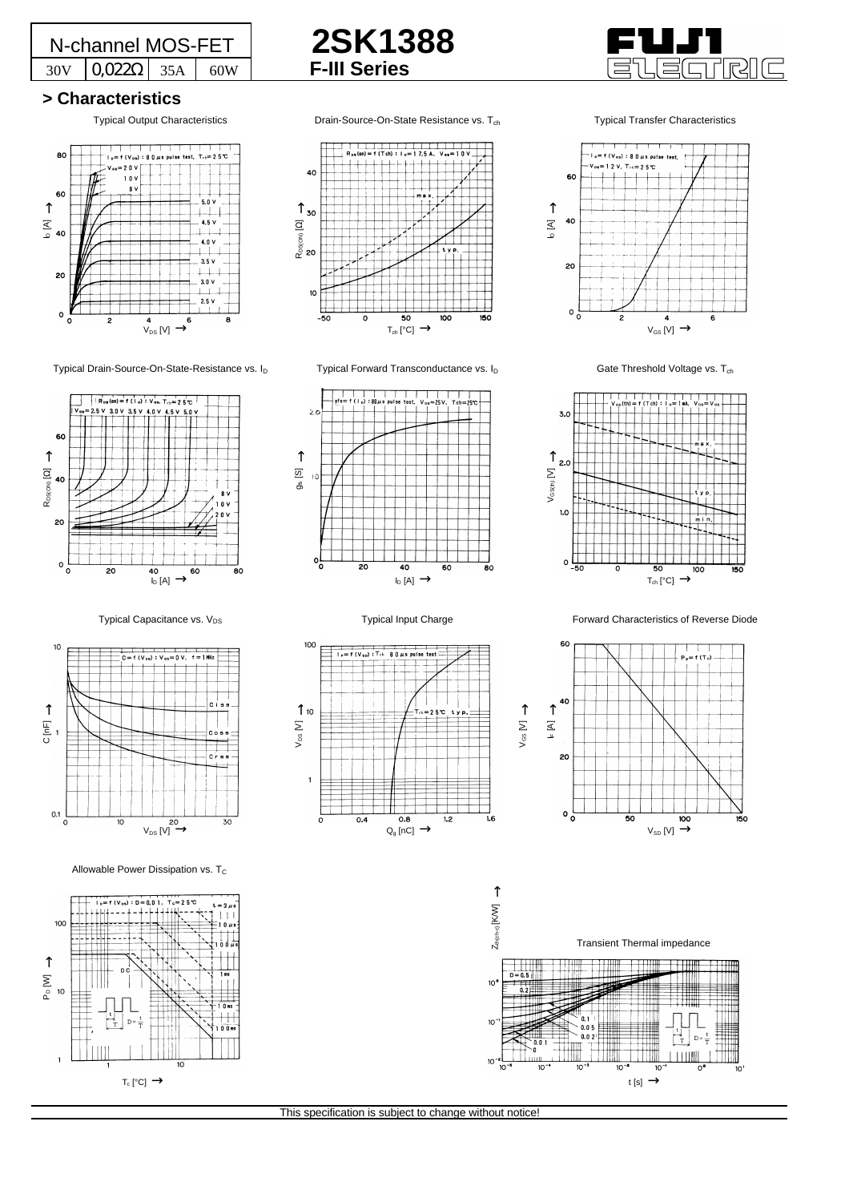| N-channel MOS-FET | | | |
|---|---|---|---|
| 30V | 0,022Ω | 35A | 60W |

# 2SK1388

**F-III Series**

## > Characteristics

Typical Output Characteristics

$I_D = f(V_{DS})$ : 80 μs pulse test, $T_{ch} = 25$ °C

$V_{GS} = 20$ V, 10 V, 8 V, 5.0 V, 4.5 V, 4.0 V, 3.5 V, 3.0 V, 2.5 V

$I_D$ [A]

$V_{DS}$ [V]

0, 2, 4, 6, 8

0, 20, 40, 60, 80

Drain-Source-On-State Resistance vs. $T_{ch}$

$R_{DS}(on) = f(T_{ch})$ : $I_D = 17.5$ A, $V_{GS} = 10$ V

max.

typ.

$R_{DS(ON)}$ [Ω]

$T_{ch}$ [°C]

-50, 0, 50, 100, 150

10, 20, 30, 40

Typical Transfer Characteristics

$I_D = f(V_{GS})$ : 80 μs pulse test, $V_{DS} = 12$ V, $T_{ch} = 25$ °C

$I_D$ [A]

$V_{GS}$ [V]

0, 2, 4, 6

0, 20, 40, 60

Typical Drain-Source-On-State-Resistance vs. $I_D$

$R_{DS}(on) = f(I_D)$ : $V_{GS}$, $T_{ch} = 25$ °C

$V_{GS} = 2.5$ V, 3.0 V, 3.5 V, 4.0 V, 4.5 V, 5.0 V

8 V, 10 V, 20 V

$R_{DS(ON)}$ [Ω]

$I_D$ [A]

0, 20, 40, 60, 80

0, 20, 40, 60

Typical Forward Transconductance vs. $I_D$

$g_{fs} = f(I_D)$ : 80 μs pulse test, $V_{DS} = 25$ V, $T_{ch} = 25$ °C

$g_{fs}$ [S]

$I_D$ [A]

0, 20, 40, 60, 80

0, 10, 20

Gate Threshold Voltage vs. $T_{ch}$

$V_{GS}(th) = f(T_{ch})$ : $I_D = 1$ mA, $V_{DS} = V_{GS}$

max.

typ.

min.

$V_{GS(th)}$ [V]

$T_{ch}$ [°C]

-50, 0, 50, 100, 150

0, 1.0, 2.0, 3.0

Typical Capacitance vs. $V_{DS}$

$C = f(V_{DS})$ : $V_{GS} = 0$ V, $f = 1$ MHz

Ciss

Coss

Crss

C [nF]

$V_{DS}$ [V]

0, 10, 20, 30

0.1, 1, 10

Typical Input Charge

$I_D = f(V_{GS})$ : $T_{ch}$ 80 μs pulse test

$T_{ch} = 25$ °C typ.

$V_{DS}$ [V]

$V_{GS}$ [V]

$Q_g$ [nC]

0, 0.4, 0.8, 1.2, 1.6

1, 10, 100

Forward Characteristics of Reverse Diode

$P_D = f(T_C)$

$I_F$ [A]

$V_{SD}$ [V]

0, 50, 100, 150

0, 20, 40, 60

Allowable Power Dissipation vs. $T_C$

$I_D = f(V_{DS})$ : D = 0.01, $T_C = 25$ °C

t = 3 μs, 10 μs, 100 μs, 1 ms, 10 ms, 100 ms

DC

$D = \frac{t}{T}$

$P_D$ [W]

$T_C$ [°C]

1, 10

1, 10, 100

Transient Thermal impedance

$Z_{th(ch-c)}$ [K/W]

D = 0.5, 0.2, 0.1, 0.05, 0.02, 0.01, 0

$D = \frac{t}{T}$

t [s]

$10^{-5}$, $10^{-4}$, $10^{-3}$, $10^{-2}$, $10^{-1}$, $10^{0}$, $10^{1}$

$10^{-2}$, $10^{-1}$, $10^{0}$

This specification is subject to change without notice!